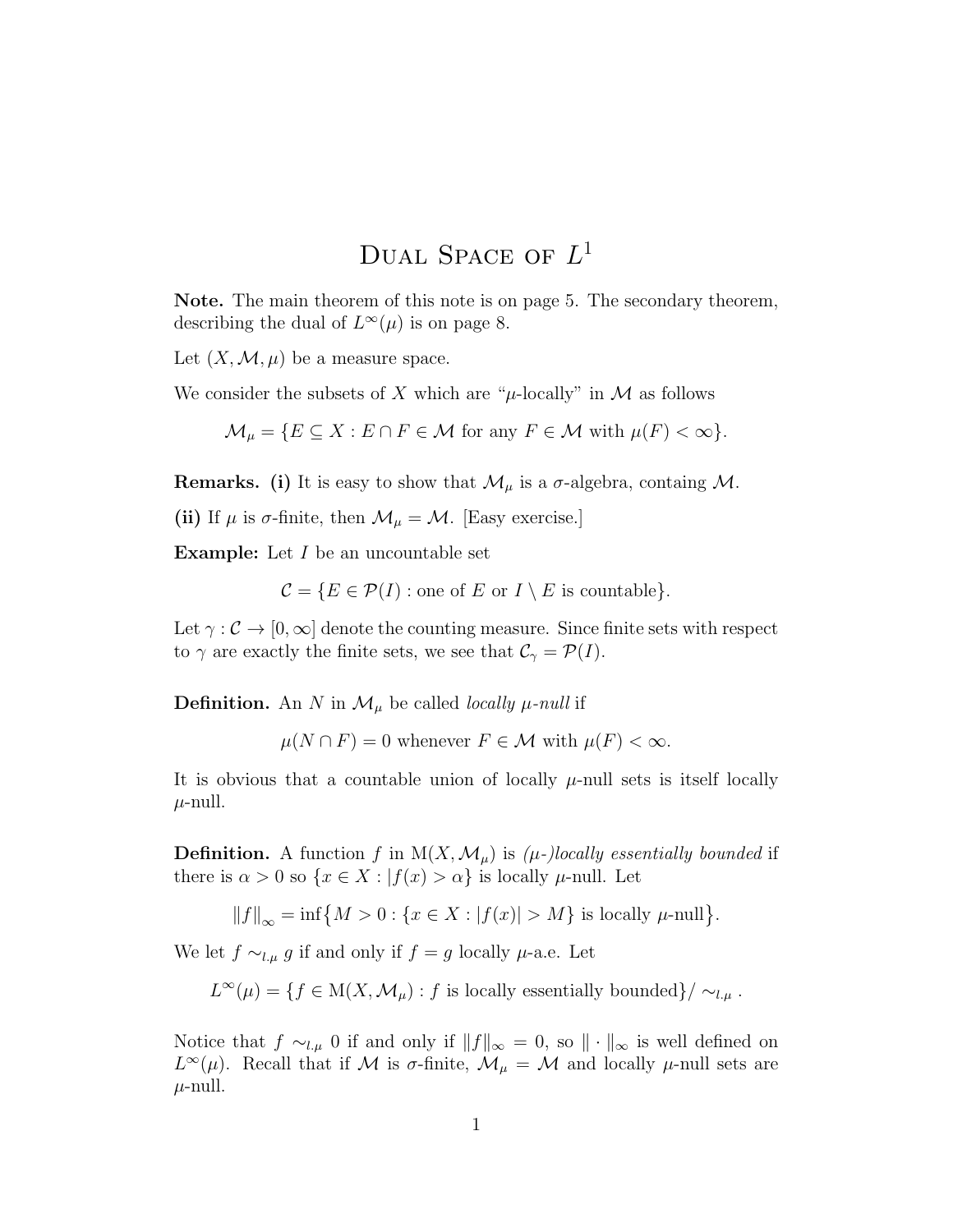# Dual Space of $L^1$

**Note.** The main theorem of this note is on page 5. The secondary theorem, describing the dual of $L^\infty(\mu)$ is on page 8.

Let $(X, \mathcal{M}, \mu)$ be a measure space.

We consider the subsets of $X$ which are "$\mu$-locally" in $\mathcal{M}$ as follows

$$\mathcal{M}_\mu = \{E \subseteq X : E \cap F \in \mathcal{M} \text{ for any } F \in \mathcal{M} \text{ with } \mu(F) < \infty\}.$$

**Remarks. (i)** It is easy to show that $\mathcal{M}_\mu$ is a $\sigma$-algebra, containg $\mathcal{M}$.

**(ii)** If $\mu$ is $\sigma$-finite, then $\mathcal{M}_\mu = \mathcal{M}$. [Easy exercise.]

**Example:** Let $I$ be an uncountable set

$$\mathcal{C} = \{E \in \mathcal{P}(I) : \text{one of } E \text{ or } I \setminus E \text{ is countable}\}.$$

Let $\gamma : \mathcal{C} \to [0, \infty]$ denote the counting measure. Since finite sets with respect to $\gamma$ are exactly the finite sets, we see that $\mathcal{C}_\gamma = \mathcal{P}(I)$.

**Definition.** An $N$ in $\mathcal{M}_\mu$ be called *locally $\mu$-null* if

$$\mu(N \cap F) = 0 \text{ whenever } F \in \mathcal{M} \text{ with } \mu(F) < \infty.$$

It is obvious that a countable union of locally $\mu$-null sets is itself locally $\mu$-null.

**Definition.** A function $f$ in $\mathrm{M}(X, \mathcal{M}_\mu)$ is *($\mu$-)locally essentially bounded* if there is $\alpha > 0$ so $\{x \in X : |f(x) > \alpha\}$ is locally $\mu$-null. Let

$$\|f\|_\infty = \inf\bigl\{M > 0 : \{x \in X : |f(x)| > M\} \text{ is locally } \mu\text{-null}\bigr\}.$$

We let $f \sim_{l.\mu} g$ if and only if $f = g$ locally $\mu$-a.e. Let

$$L^\infty(\mu) = \{f \in \mathrm{M}(X, \mathcal{M}_\mu) : f \text{ is locally essentially bounded}\}/ \sim_{l.\mu}.$$

Notice that $f \sim_{l.\mu} 0$ if and only if $\|f\|_\infty = 0$, so $\|\cdot\|_\infty$ is well defined on $L^\infty(\mu)$. Recall that if $\mathcal{M}$ is $\sigma$-finite, $\mathcal{M}_\mu = \mathcal{M}$ and locally $\mu$-null sets are $\mu$-null.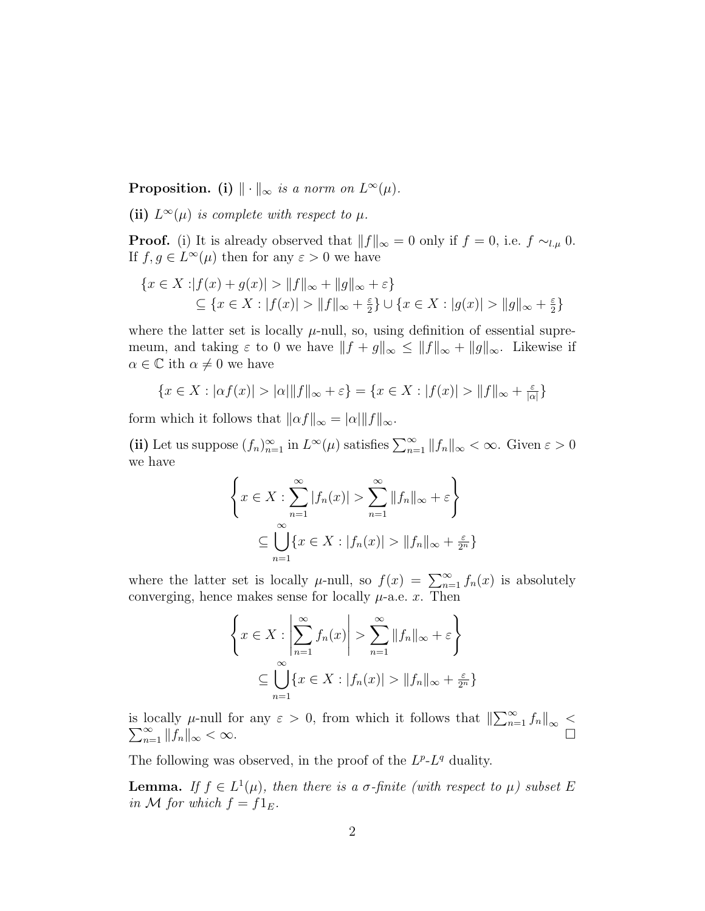**Proposition. (i)** *$\|\cdot\|_\infty$ is a norm on $L^\infty(\mu)$.*

**(ii)** *$L^\infty(\mu)$ is complete with respect to $\mu$.*

**Proof.** (i) It is already observed that $\|f\|_\infty = 0$ only if $f = 0$, i.e. $f \sim_{l.\mu} 0$. If $f, g \in L^\infty(\mu)$ then for any $\varepsilon > 0$ we have

$$\begin{aligned}\{x \in X : &|f(x) + g(x)| > \|f\|_\infty + \|g\|_\infty + \varepsilon\} \\ &\subseteq \{x \in X : |f(x)| > \|f\|_\infty + \tfrac{\varepsilon}{2}\} \cup \{x \in X : |g(x)| > \|g\|_\infty + \tfrac{\varepsilon}{2}\}\end{aligned}$$

where the latter set is locally $\mu$-null, so, using definition of essential supremeum, and taking $\varepsilon$ to 0 we have $\|f + g\|_\infty \leq \|f\|_\infty + \|g\|_\infty$. Likewise if $\alpha \in \mathbb{C}$ ith $\alpha \neq 0$ we have

$$\{x \in X : |\alpha f(x)| > |\alpha|\|f\|_\infty + \varepsilon\} = \{x \in X : |f(x)| > \|f\|_\infty + \tfrac{\varepsilon}{|\alpha|}\}$$

form which it follows that $\|\alpha f\|_\infty = |\alpha|\|f\|_\infty$.

**(ii)** Let us suppose $(f_n)_{n=1}^\infty$ in $L^\infty(\mu)$ satisfies $\sum_{n=1}^\infty \|f_n\|_\infty < \infty$. Given $\varepsilon > 0$ we have

$$\begin{aligned}\left\{x \in X : \sum_{n=1}^\infty |f_n(x)| > \sum_{n=1}^\infty \|f_n\|_\infty + \varepsilon\right\} \\ \subseteq \bigcup_{n=1}^\infty \{x \in X : |f_n(x)| > \|f_n\|_\infty + \tfrac{\varepsilon}{2^n}\}\end{aligned}$$

where the latter set is locally $\mu$-null, so $f(x) = \sum_{n=1}^\infty f_n(x)$ is absolutely converging, hence makes sense for locally $\mu$-a.e. $x$. Then

$$\begin{aligned}\left\{x \in X : \left|\sum_{n=1}^\infty f_n(x)\right| > \sum_{n=1}^\infty \|f_n\|_\infty + \varepsilon\right\} \\ \subseteq \bigcup_{n=1}^\infty \{x \in X : |f_n(x)| > \|f_n\|_\infty + \tfrac{\varepsilon}{2^n}\}\end{aligned}$$

is locally $\mu$-null for any $\varepsilon > 0$, from which it follows that $\|\sum_{n=1}^\infty f_n\|_\infty < \sum_{n=1}^\infty \|f_n\|_\infty < \infty$. $\square$

The following was observed, in the proof of the $L^p$-$L^q$ duality.

**Lemma.** *If $f \in L^1(\mu)$, then there is a $\sigma$-finite (with respect to $\mu$) subset $E$ in $\mathcal{M}$ for which $f = f1_E$.*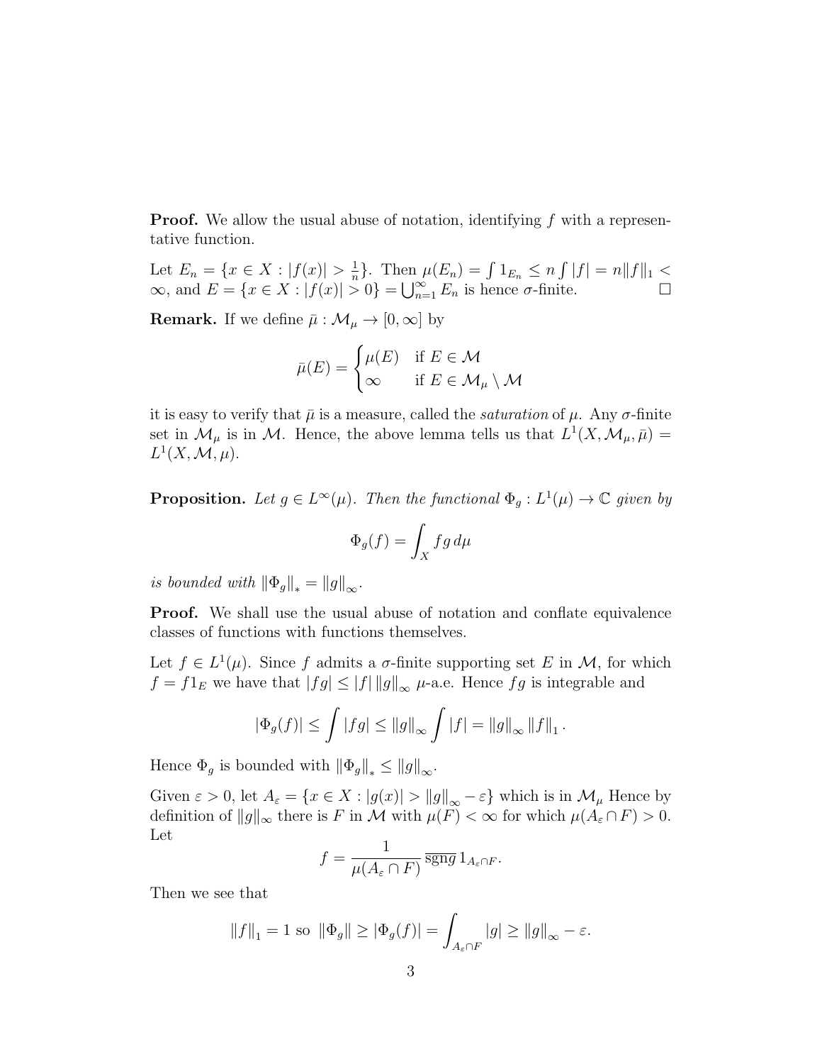**Proof.** We allow the usual abuse of notation, identifying $f$ with a representative function.

Let $E_n = \{x \in X : |f(x)| > \frac{1}{n}\}$. Then $\mu(E_n) = \int 1_{E_n} \leq n \int |f| = n\|f\|_1 < \infty$, and $E = \{x \in X : |f(x)| > 0\} = \bigcup_{n=1}^{\infty} E_n$ is hence $\sigma$-finite. $\square$

**Remark.** If we define $\bar{\mu} : \mathcal{M}_\mu \to [0, \infty]$ by

$$\bar{\mu}(E) = \begin{cases} \mu(E) & \text{if } E \in \mathcal{M} \\ \infty & \text{if } E \in \mathcal{M}_\mu \setminus \mathcal{M} \end{cases}$$

it is easy to verify that $\bar{\mu}$ is a measure, called the *saturation* of $\mu$. Any $\sigma$-finite set in $\mathcal{M}_\mu$ is in $\mathcal{M}$. Hence, the above lemma tells us that $L^1(X, \mathcal{M}_\mu, \bar{\mu}) = L^1(X, \mathcal{M}, \mu)$.

**Proposition.** *Let $g \in L^\infty(\mu)$. Then the functional $\Phi_g : L^1(\mu) \to \mathbb{C}$ given by*

$$\Phi_g(f) = \int_X fg \, d\mu$$

*is bounded with $\|\Phi_g\|_* = \|g\|_\infty$.*

**Proof.** We shall use the usual abuse of notation and conflate equivalence classes of functions with functions themselves.

Let $f \in L^1(\mu)$. Since $f$ admits a $\sigma$-finite supporting set $E$ in $\mathcal{M}$, for which $f = f1_E$ we have that $|fg| \leq |f| \, \|g\|_\infty$ $\mu$-a.e. Hence $fg$ is integrable and

$$|\Phi_g(f)| \leq \int |fg| \leq \|g\|_\infty \int |f| = \|g\|_\infty \|f\|_1 .$$

Hence $\Phi_g$ is bounded with $\|\Phi_g\|_* \leq \|g\|_\infty$.

Given $\varepsilon > 0$, let $A_\varepsilon = \{x \in X : |g(x)| > \|g\|_\infty - \varepsilon\}$ which is in $\mathcal{M}_\mu$ Hence by definition of $\|g\|_\infty$ there is $F$ in $\mathcal{M}$ with $\mu(F) < \infty$ for which $\mu(A_\varepsilon \cap F) > 0$. Let

$$f = \frac{1}{\mu(A_\varepsilon \cap F)} \, \overline{\text{sgn} g} \, 1_{A_\varepsilon \cap F}.$$

Then we see that

$$\|f\|_1 = 1 \text{ so } \|\Phi_g\| \geq |\Phi_g(f)| = \int_{A_\varepsilon \cap F} |g| \geq \|g\|_\infty - \varepsilon.$$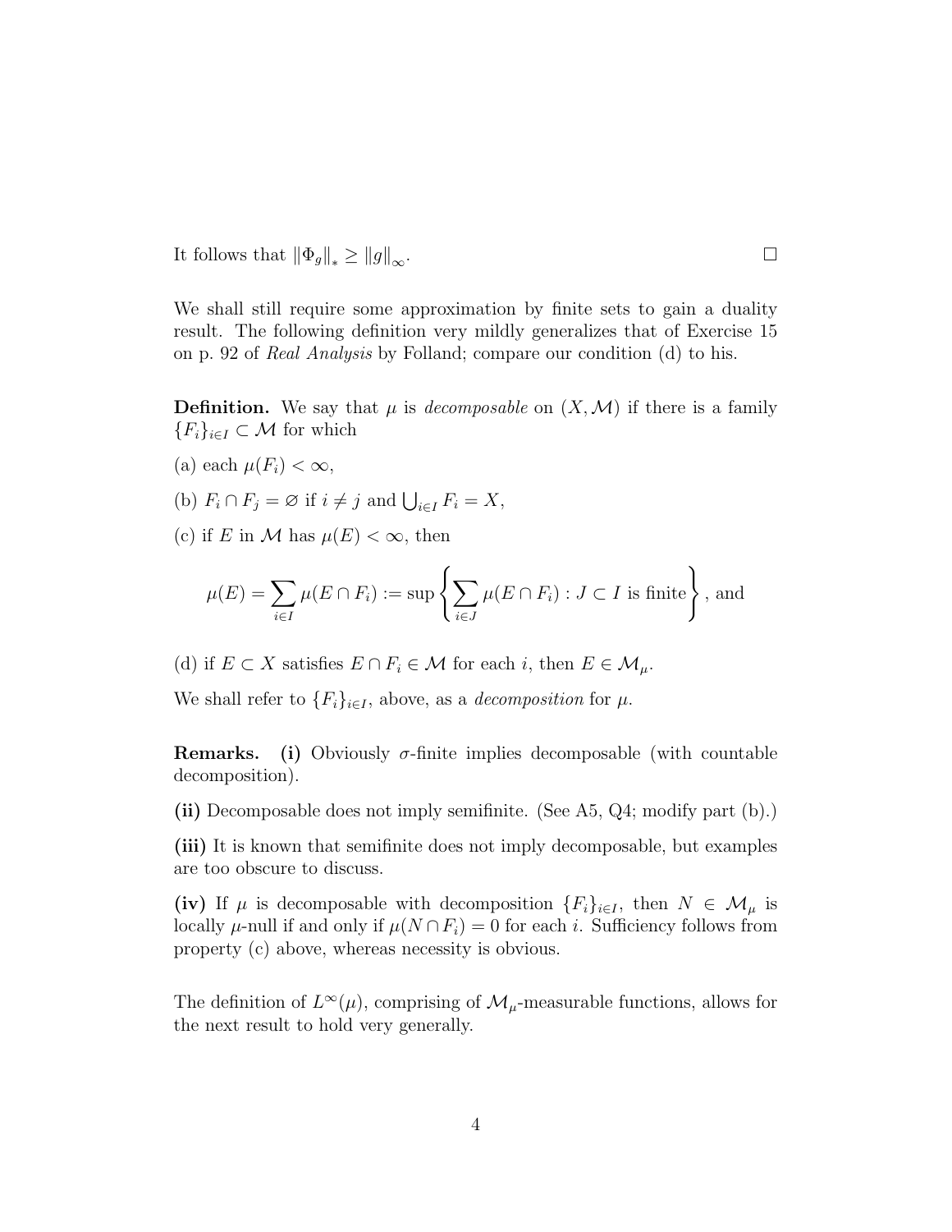It follows that $\|\Phi_g\|_* \geq \|g\|_\infty$. $\square$

We shall still require some approximation by finite sets to gain a duality result. The following definition very mildly generalizes that of Exercise 15 on p. 92 of *Real Analysis* by Folland; compare our condition (d) to his.

**Definition.** We say that $\mu$ is *decomposable* on $(X, \mathcal{M})$ if there is a family $\{F_i\}_{i \in I} \subset \mathcal{M}$ for which

(a) each $\mu(F_i) < \infty$,

(b) $F_i \cap F_j = \varnothing$ if $i \neq j$ and $\bigcup_{i \in I} F_i = X$,

(c) if $E$ in $\mathcal{M}$ has $\mu(E) < \infty$, then

$$\mu(E) = \sum_{i \in I} \mu(E \cap F_i) := \sup \left\{ \sum_{i \in J} \mu(E \cap F_i) : J \subset I \text{ is finite} \right\}, \text{ and}$$

(d) if $E \subset X$ satisfies $E \cap F_i \in \mathcal{M}$ for each $i$, then $E \in \mathcal{M}_\mu$.

We shall refer to $\{F_i\}_{i \in I}$, above, as a *decomposition* for $\mu$.

**Remarks. (i)** Obviously $\sigma$-finite implies decomposable (with countable decomposition).

**(ii)** Decomposable does not imply semifinite. (See A5, Q4; modify part (b).)

**(iii)** It is known that semifinite does not imply decomposable, but examples are too obscure to discuss.

**(iv)** If $\mu$ is decomposable with decomposition $\{F_i\}_{i \in I}$, then $N \in \mathcal{M}_\mu$ is locally $\mu$-null if and only if $\mu(N \cap F_i) = 0$ for each $i$. Sufficiency follows from property (c) above, whereas necessity is obvious.

The definition of $L^\infty(\mu)$, comprising of $\mathcal{M}_\mu$-measurable functions, allows for the next result to hold very generally.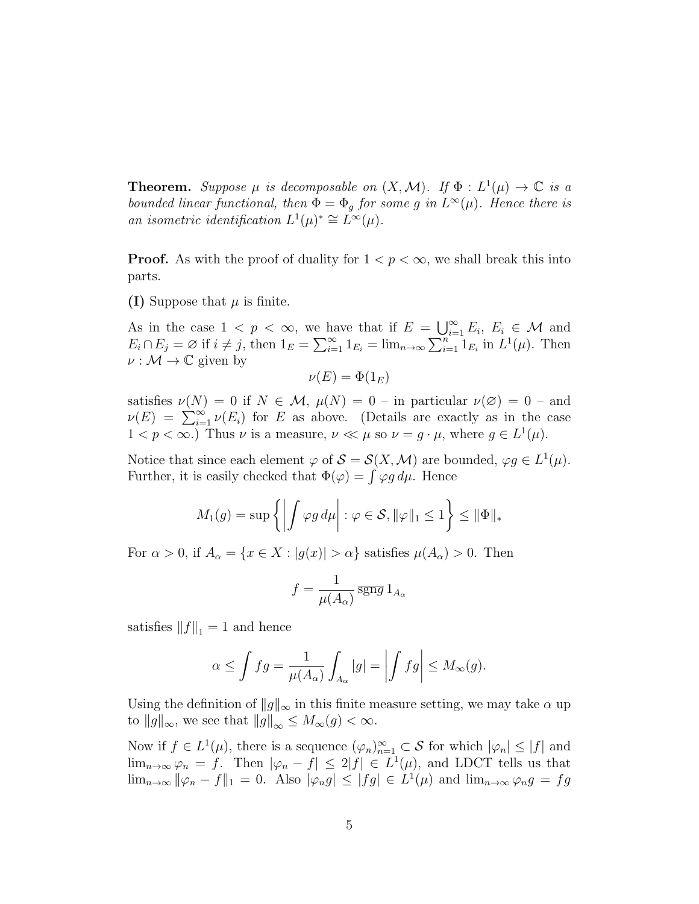**Theorem.** *Suppose $\mu$ is decomposable on $(X, \mathcal{M})$. If $\Phi : L^1(\mu) \to \mathbb{C}$ is a bounded linear functional, then $\Phi = \Phi_g$ for some $g$ in $L^\infty(\mu)$. Hence there is an isometric identification $L^1(\mu)^* \cong L^\infty(\mu)$.*

**Proof.** As with the proof of duality for $1 < p < \infty$, we shall break this into parts.

**(I)** Suppose that $\mu$ is finite.

As in the case $1 < p < \infty$, we have that if $E = \bigcup_{i=1}^\infty E_i$, $E_i \in \mathcal{M}$ and $E_i \cap E_j = \varnothing$ if $i \neq j$, then $1_E = \sum_{i=1}^\infty 1_{E_i} = \lim_{n\to\infty} \sum_{i=1}^n 1_{E_i}$ in $L^1(\mu)$. Then $\nu : \mathcal{M} \to \mathbb{C}$ given by

$$\nu(E) = \Phi(1_E)$$

satisfies $\nu(N) = 0$ if $N \in \mathcal{M}$, $\mu(N) = 0$ – in particular $\nu(\varnothing) = 0$ – and $\nu(E) = \sum_{i=1}^\infty \nu(E_i)$ for $E$ as above. (Details are exactly as in the case $1 < p < \infty$.) Thus $\nu$ is a measure, $\nu \ll \mu$ so $\nu = g \cdot \mu$, where $g \in L^1(\mu)$.

Notice that since each element $\varphi$ of $\mathcal{S} = \mathcal{S}(X, \mathcal{M})$ are bounded, $\varphi g \in L^1(\mu)$. Further, it is easily checked that $\Phi(\varphi) = \int \varphi g \, d\mu$. Hence

$$M_1(g) = \sup \left\{ \left| \int \varphi g \, d\mu \right| : \varphi \in \mathcal{S}, \|\varphi\|_1 \leq 1 \right\} \leq \|\Phi\|_*$$

For $\alpha > 0$, if $A_\alpha = \{x \in X : |g(x)| > \alpha\}$ satisfies $\mu(A_\alpha) > 0$. Then

$$f = \frac{1}{\mu(A_\alpha)} \overline{\text{sgn} g} \, 1_{A_\alpha}$$

satisfies $\|f\|_1 = 1$ and hence

$$\alpha \leq \int fg = \frac{1}{\mu(A_\alpha)} \int_{A_\alpha} |g| = \left| \int fg \right| \leq M_\infty(g).$$

Using the definition of $\|g\|_\infty$ in this finite measure setting, we may take $\alpha$ up to $\|g\|_\infty$, we see that $\|g\|_\infty \leq M_\infty(g) < \infty$.

Now if $f \in L^1(\mu)$, there is a sequence $(\varphi_n)_{n=1}^\infty \subset \mathcal{S}$ for which $|\varphi_n| \leq |f|$ and $\lim_{n\to\infty} \varphi_n = f$. Then $|\varphi_n - f| \leq 2|f| \in L^1(\mu)$, and LDCT tells us that $\lim_{n\to\infty} \|\varphi_n - f\|_1 = 0$. Also $|\varphi_n g| \leq |fg| \in L^1(\mu)$ and $\lim_{n\to\infty} \varphi_n g = fg$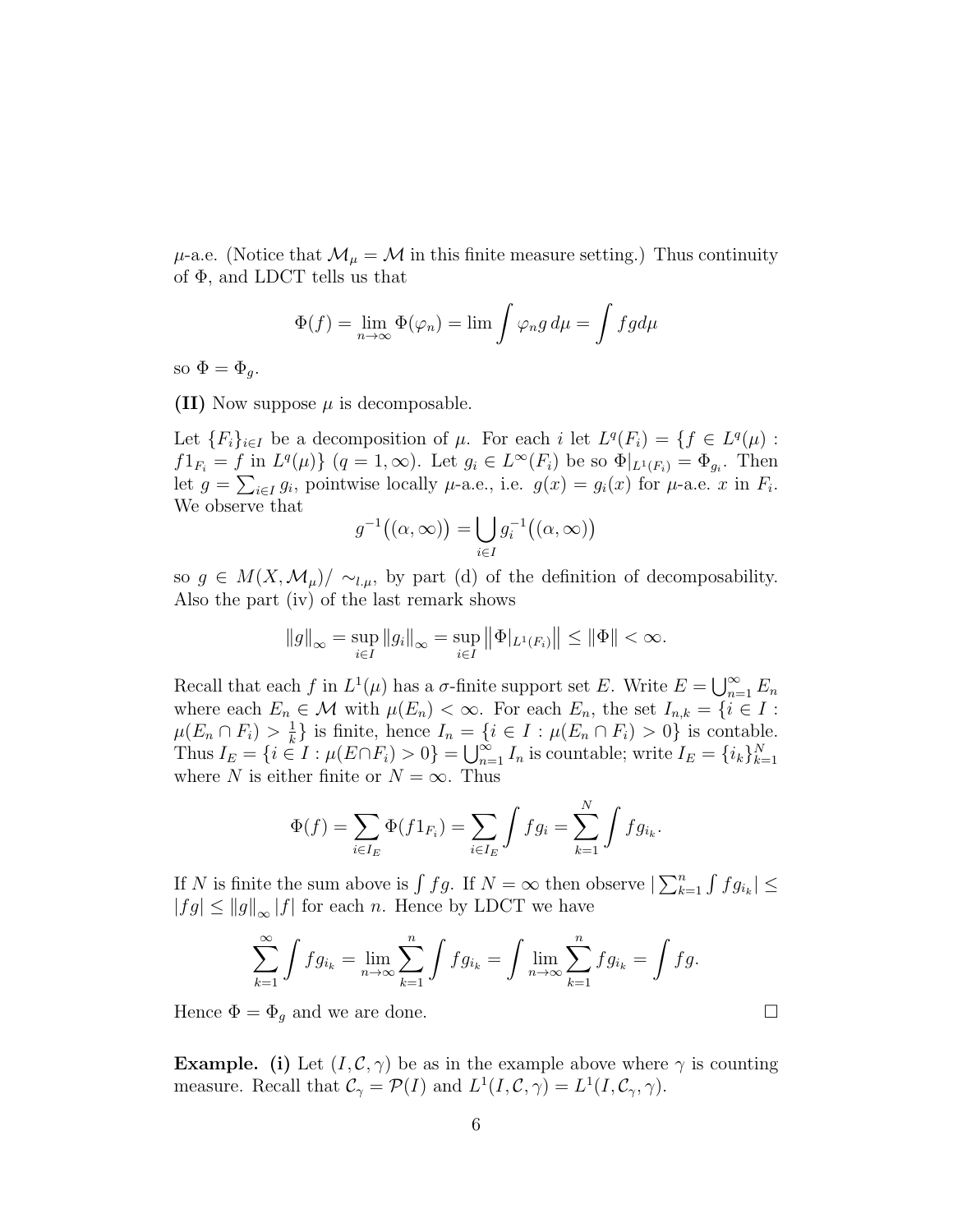$\mu$-a.e. (Notice that $\mathcal{M}_\mu = \mathcal{M}$ in this finite measure setting.) Thus continuity of $\Phi$, and LDCT tells us that

$$\Phi(f) = \lim_{n\to\infty} \Phi(\varphi_n) = \lim \int \varphi_n g \, d\mu = \int fg d\mu$$

so $\Phi = \Phi_g$.

**(II)** Now suppose $\mu$ is decomposable.

Let $\{F_i\}_{i\in I}$ be a decomposition of $\mu$. For each $i$ let $L^q(F_i) = \{f \in L^q(\mu) : f1_{F_i} = f \text{ in } L^q(\mu)\}$ ($q = 1, \infty$). Let $g_i \in L^\infty(F_i)$ be so $\Phi|_{L^1(F_i)} = \Phi_{g_i}$. Then let $g = \sum_{i\in I} g_i$, pointwise locally $\mu$-a.e., i.e. $g(x) = g_i(x)$ for $\mu$-a.e. $x$ in $F_i$. We observe that

$$g^{-1}\big((\alpha, \infty)\big) = \bigcup_{i\in I} g_i^{-1}\big((\alpha, \infty)\big)$$

so $g \in M(X, \mathcal{M}_\mu)/\sim_{l.\mu}$, by part (d) of the definition of decomposability. Also the part (iv) of the last remark shows

$$\|g\|_\infty = \sup_{i\in I} \|g_i\|_\infty = \sup_{i\in I} \big\|\Phi|_{L^1(F_i)}\big\| \leq \|\Phi\| < \infty.$$

Recall that each $f$ in $L^1(\mu)$ has a $\sigma$-finite support set $E$. Write $E = \bigcup_{n=1}^\infty E_n$ where each $E_n \in \mathcal{M}$ with $\mu(E_n) < \infty$. For each $E_n$, the set $I_{n,k} = \{i \in I : \mu(E_n \cap F_i) > \frac{1}{k}\}$ is finite, hence $I_n = \{i \in I : \mu(E_n \cap F_i) > 0\}$ is contable. Thus $I_E = \{i \in I : \mu(E \cap F_i) > 0\} = \bigcup_{n=1}^\infty I_n$ is countable; write $I_E = \{i_k\}_{k=1}^N$ where $N$ is either finite or $N = \infty$. Thus

$$\Phi(f) = \sum_{i\in I_E} \Phi(f1_{F_i}) = \sum_{i\in I_E} \int fg_i = \sum_{k=1}^N \int fg_{i_k}.$$

If $N$ is finite the sum above is $\int fg$. If $N = \infty$ then observe $|\sum_{k=1}^n \int fg_{i_k}| \leq |fg| \leq \|g\|_\infty |f|$ for each $n$. Hence by LDCT we have

$$\sum_{k=1}^\infty \int fg_{i_k} = \lim_{n\to\infty} \sum_{k=1}^n \int fg_{i_k} = \int \lim_{n\to\infty} \sum_{k=1}^n fg_{i_k} = \int fg.$$

Hence $\Phi = \Phi_g$ and we are done. □

**Example.** **(i)** Let $(I, \mathcal{C}, \gamma)$ be as in the example above where $\gamma$ is counting measure. Recall that $\mathcal{C}_\gamma = \mathcal{P}(I)$ and $L^1(I, \mathcal{C}, \gamma) = L^1(I, \mathcal{C}_\gamma, \gamma)$.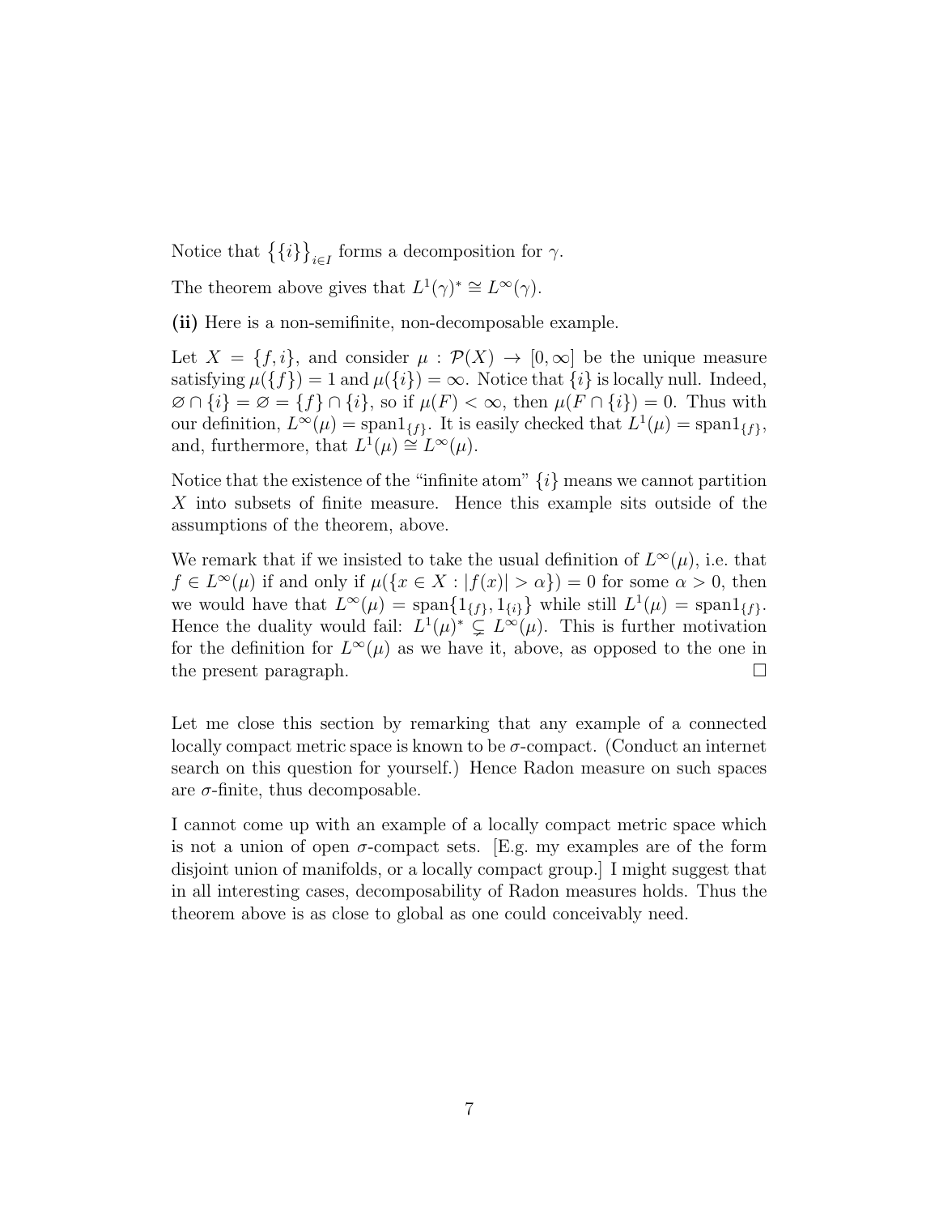Notice that $\{\{i\}\}_{i \in I}$ forms a decomposition for $\gamma$.

The theorem above gives that $L^1(\gamma)^* \cong L^\infty(\gamma)$.

**(ii)** Here is a non-semifinite, non-decomposable example.

Let $X = \{f, i\}$, and consider $\mu : \mathcal{P}(X) \to [0, \infty]$ be the unique measure satisfying $\mu(\{f\}) = 1$ and $\mu(\{i\}) = \infty$. Notice that $\{i\}$ is locally null. Indeed, $\varnothing \cap \{i\} = \varnothing = \{f\} \cap \{i\}$, so if $\mu(F) < \infty$, then $\mu(F \cap \{i\}) = 0$. Thus with our definition, $L^\infty(\mu) = \text{span} 1_{\{f\}}$. It is easily checked that $L^1(\mu) = \text{span} 1_{\{f\}}$, and, furthermore, that $L^1(\mu) \cong L^\infty(\mu)$.

Notice that the existence of the "infinite atom" $\{i\}$ means we cannot partition $X$ into subsets of finite measure. Hence this example sits outside of the assumptions of the theorem, above.

We remark that if we insisted to take the usual definition of $L^\infty(\mu)$, i.e. that $f \in L^\infty(\mu)$ if and only if $\mu(\{x \in X : |f(x)| > \alpha\}) = 0$ for some $\alpha > 0$, then we would have that $L^\infty(\mu) = \text{span}\{1_{\{f\}}, 1_{\{i\}}\}$ while still $L^1(\mu) = \text{span} 1_{\{f\}}$. Hence the duality would fail: $L^1(\mu)^* \subsetneq L^\infty(\mu)$. This is further motivation for the definition for $L^\infty(\mu)$ as we have it, above, as opposed to the one in the present paragraph. $\square$

Let me close this section by remarking that any example of a connected locally compact metric space is known to be $\sigma$-compact. (Conduct an internet search on this question for yourself.) Hence Radon measure on such spaces are $\sigma$-finite, thus decomposable.

I cannot come up with an example of a locally compact metric space which is not a union of open $\sigma$-compact sets. [E.g. my examples are of the form disjoint union of manifolds, or a locally compact group.] I might suggest that in all interesting cases, decomposability of Radon measures holds. Thus the theorem above is as close to global as one could conceivably need.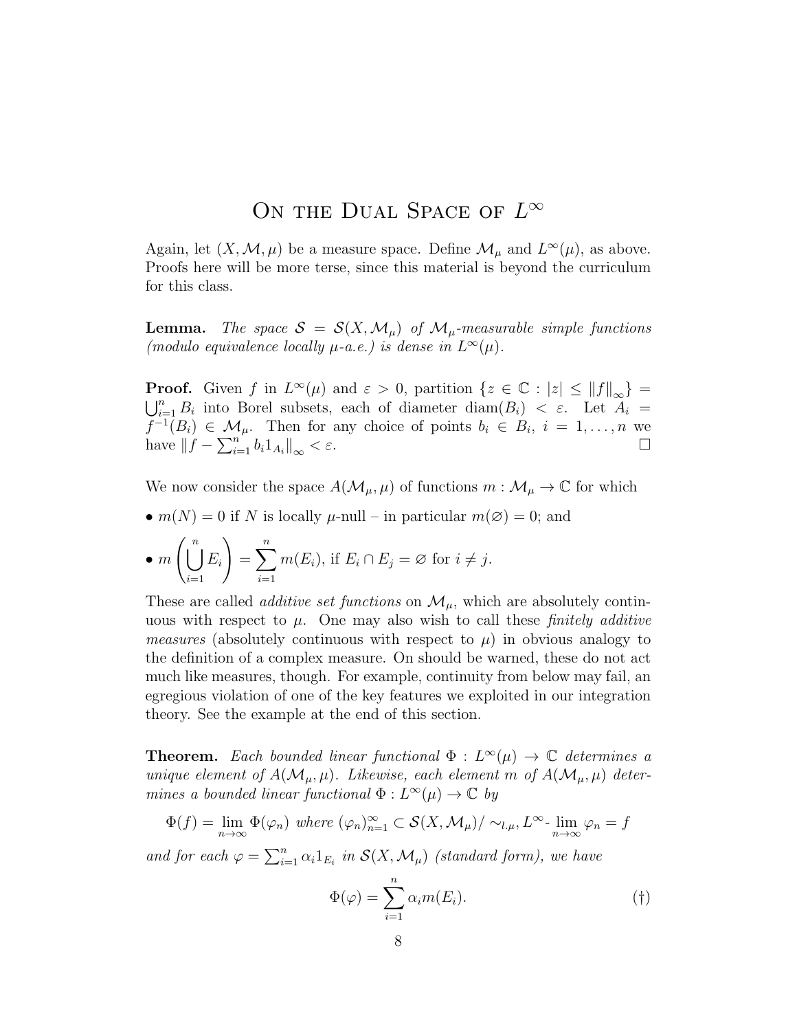# On the Dual Space of $L^\infty$

Again, let $(X, \mathcal{M}, \mu)$ be a measure space. Define $\mathcal{M}_\mu$ and $L^\infty(\mu)$, as above. Proofs here will be more terse, since this material is beyond the curriculum for this class.

**Lemma.** *The space $\mathcal{S} = \mathcal{S}(X, \mathcal{M}_\mu)$ of $\mathcal{M}_\mu$-measurable simple functions (modulo equivalence locally $\mu$-a.e.) is dense in $L^\infty(\mu)$.*

**Proof.** Given $f$ in $L^\infty(\mu)$ and $\varepsilon > 0$, partition $\{z \in \mathbb{C} : |z| \leq \|f\|_\infty\} = \bigcup_{i=1}^n B_i$ into Borel subsets, each of diameter $\operatorname{diam}(B_i) < \varepsilon$. Let $A_i = f^{-1}(B_i) \in \mathcal{M}_\mu$. Then for any choice of points $b_i \in B_i$, $i = 1, \ldots, n$ we have $\|f - \sum_{i=1}^n b_i 1_{A_i}\|_\infty < \varepsilon$. □

We now consider the space $A(\mathcal{M}_\mu, \mu)$ of functions $m : \mathcal{M}_\mu \to \mathbb{C}$ for which

- $m(N) = 0$ if $N$ is locally $\mu$-null – in particular $m(\varnothing) = 0$; and
- $m\left(\bigcup_{i=1}^n E_i\right) = \sum_{i=1}^n m(E_i)$, if $E_i \cap E_j = \varnothing$ for $i \neq j$.

These are called *additive set functions* on $\mathcal{M}_\mu$, which are absolutely continuous with respect to $\mu$. One may also wish to call these *finitely additive measures* (absolutely continuous with respect to $\mu$) in obvious analogy to the definition of a complex measure. On should be warned, these do not act much like measures, though. For example, continuity from below may fail, an egregious violation of one of the key features we exploited in our integration theory. See the example at the end of this section.

**Theorem.** *Each bounded linear functional $\Phi : L^\infty(\mu) \to \mathbb{C}$ determines a unique element of $A(\mathcal{M}_\mu, \mu)$. Likewise, each element $m$ of $A(\mathcal{M}_\mu, \mu)$ determines a bounded linear functional $\Phi : L^\infty(\mu) \to \mathbb{C}$ by*

$$\Phi(f) = \lim_{n\to\infty} \Phi(\varphi_n) \text{ where } (\varphi_n)_{n=1}^\infty \subset \mathcal{S}(X, \mathcal{M}_\mu)/\sim_{l.\mu}, L^\infty\text{-}\lim_{n\to\infty} \varphi_n = f$$

*and for each $\varphi = \sum_{i=1}^n \alpha_i 1_{E_i}$ in $\mathcal{S}(X, \mathcal{M}_\mu)$ (standard form), we have*

$$\Phi(\varphi) = \sum_{i=1}^n \alpha_i m(E_i). \tag{†}$$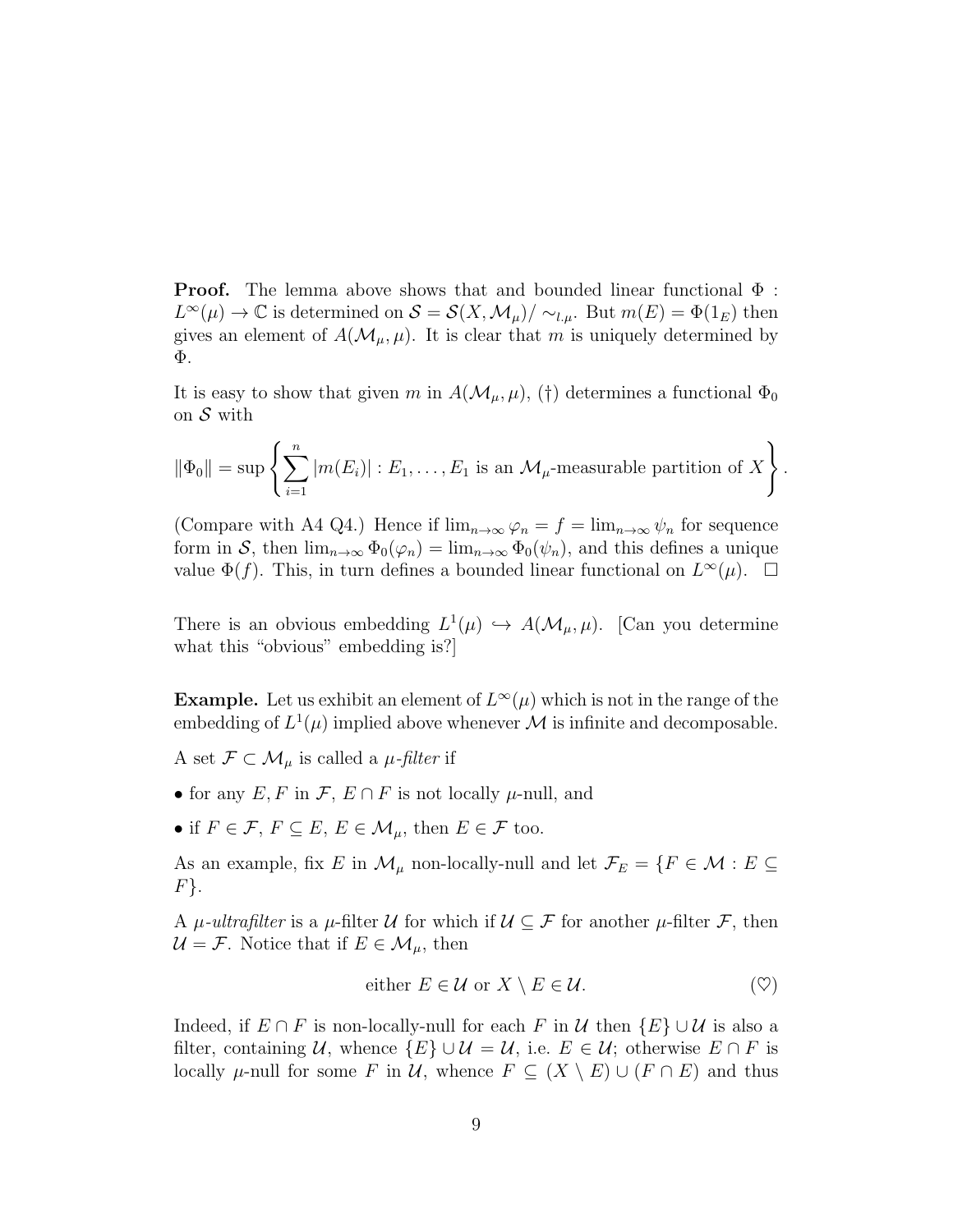**Proof.** The lemma above shows that and bounded linear functional $\Phi : L^\infty(\mu) \to \mathbb{C}$ is determined on $\mathcal{S} = \mathcal{S}(X, \mathcal{M}_\mu)/\sim_{l.\mu}$. But $m(E) = \Phi(1_E)$ then gives an element of $A(\mathcal{M}_\mu, \mu)$. It is clear that $m$ is uniquely determined by $\Phi$.

It is easy to show that given $m$ in $A(\mathcal{M}_\mu, \mu)$, (†) determines a functional $\Phi_0$ on $\mathcal{S}$ with

$$\|\Phi_0\| = \sup\left\{\sum_{i=1}^{n} |m(E_i)| : E_1, \ldots, E_1 \text{ is an } \mathcal{M}_\mu\text{-measurable partition of } X\right\}.$$

(Compare with A4 Q4.) Hence if $\lim_{n\to\infty} \varphi_n = f = \lim_{n\to\infty} \psi_n$ for sequence form in $\mathcal{S}$, then $\lim_{n\to\infty} \Phi_0(\varphi_n) = \lim_{n\to\infty} \Phi_0(\psi_n)$, and this defines a unique value $\Phi(f)$. This, in turn defines a bounded linear functional on $L^\infty(\mu)$. $\square$

There is an obvious embedding $L^1(\mu) \hookrightarrow A(\mathcal{M}_\mu, \mu)$. [Can you determine what this "obvious" embedding is?]

**Example.** Let us exhibit an element of $L^\infty(\mu)$ which is not in the range of the embedding of $L^1(\mu)$ implied above whenever $\mathcal{M}$ is infinite and decomposable.

A set $\mathcal{F} \subset \mathcal{M}_\mu$ is called a *$\mu$-filter* if

- for any $E, F$ in $\mathcal{F}$, $E \cap F$ is not locally $\mu$-null, and
- if $F \in \mathcal{F}$, $F \subseteq E$, $E \in \mathcal{M}_\mu$, then $E \in \mathcal{F}$ too.

As an example, fix $E$ in $\mathcal{M}_\mu$ non-locally-null and let $\mathcal{F}_E = \{F \in \mathcal{M} : E \subseteq F\}$.

A *$\mu$-ultrafilter* is a $\mu$-filter $\mathcal{U}$ for which if $\mathcal{U} \subseteq \mathcal{F}$ for another $\mu$-filter $\mathcal{F}$, then $\mathcal{U} = \mathcal{F}$. Notice that if $E \in \mathcal{M}_\mu$, then

$$\text{either } E \in \mathcal{U} \text{ or } X \setminus E \in \mathcal{U}. \qquad (\heartsuit)$$

Indeed, if $E \cap F$ is non-locally-null for each $F$ in $\mathcal{U}$ then $\{E\} \cup \mathcal{U}$ is also a filter, containing $\mathcal{U}$, whence $\{E\} \cup \mathcal{U} = \mathcal{U}$, i.e. $E \in \mathcal{U}$; otherwise $E \cap F$ is locally $\mu$-null for some $F$ in $\mathcal{U}$, whence $F \subseteq (X \setminus E) \cup (F \cap E)$ and thus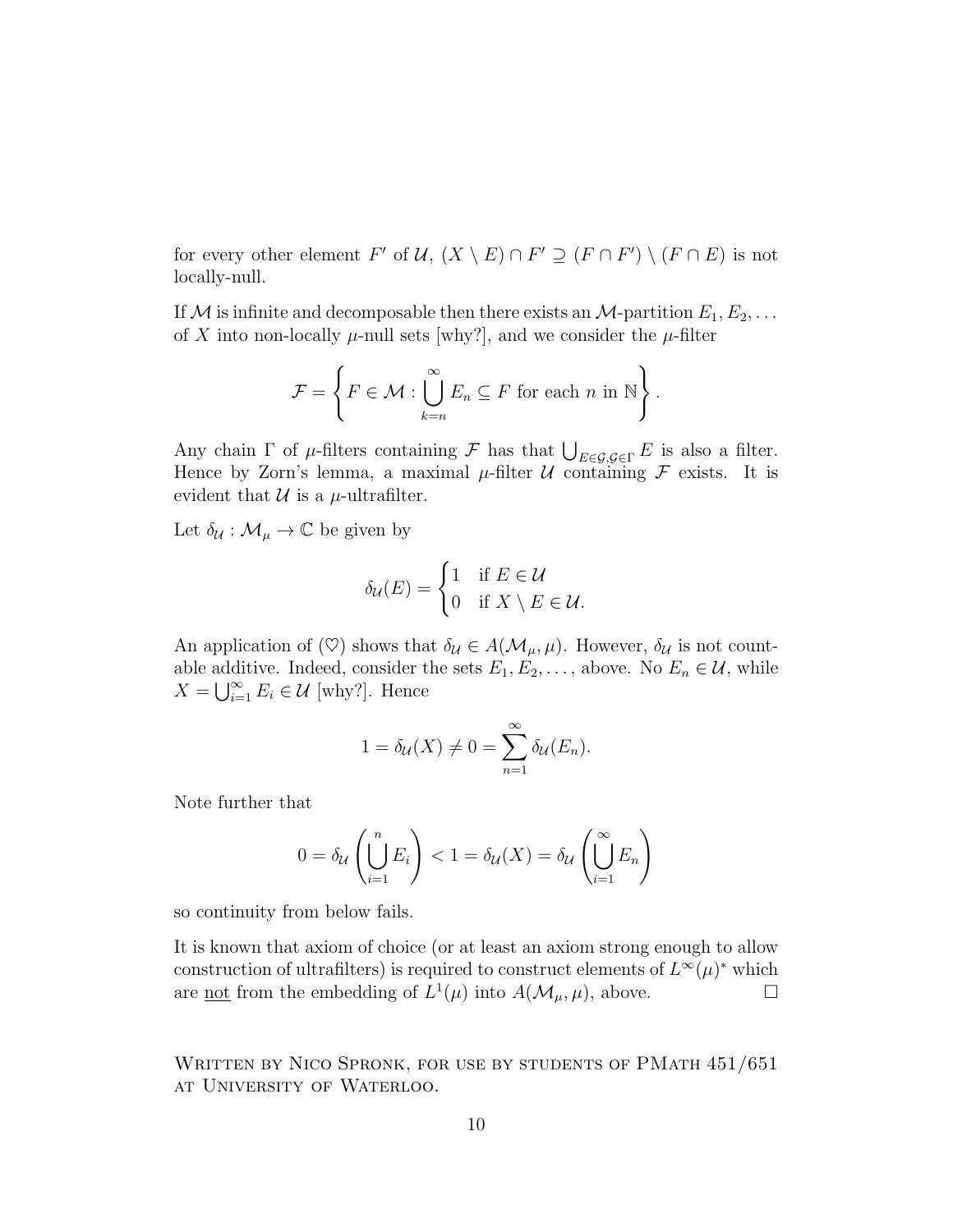for every other element $F'$ of $\mathcal{U}$, $(X \setminus E) \cap F' \supseteq (F \cap F') \setminus (F \cap E)$ is not locally-null.

If $\mathcal{M}$ is infinite and decomposable then there exists an $\mathcal{M}$-partition $E_1, E_2, \dots$ of $X$ into non-locally $\mu$-null sets [why?], and we consider the $\mu$-filter

$$\mathcal{F} = \left\{ F \in \mathcal{M} : \bigcup_{k=n}^{\infty} E_n \subseteq F \text{ for each } n \text{ in } \mathbb{N} \right\}.$$

Any chain $\Gamma$ of $\mu$-filters containing $\mathcal{F}$ has that $\bigcup_{E \in \mathcal{G}, \mathcal{G} \in \Gamma} E$ is also a filter. Hence by Zorn's lemma, a maximal $\mu$-filter $\mathcal{U}$ containing $\mathcal{F}$ exists. It is evident that $\mathcal{U}$ is a $\mu$-ultrafilter.

Let $\delta_{\mathcal{U}} : \mathcal{M}_\mu \to \mathbb{C}$ be given by

$$\delta_{\mathcal{U}}(E) = \begin{cases} 1 & \text{if } E \in \mathcal{U} \\ 0 & \text{if } X \setminus E \in \mathcal{U}. \end{cases}$$

An application of ($\heartsuit$) shows that $\delta_{\mathcal{U}} \in A(\mathcal{M}_\mu, \mu)$. However, $\delta_{\mathcal{U}}$ is not countable additive. Indeed, consider the sets $E_1, E_2, \dots$, above. No $E_n \in \mathcal{U}$, while $X = \bigcup_{i=1}^{\infty} E_i \in \mathcal{U}$ [why?]. Hence

$$1 = \delta_{\mathcal{U}}(X) \neq 0 = \sum_{n=1}^{\infty} \delta_{\mathcal{U}}(E_n).$$

Note further that

$$0 = \delta_{\mathcal{U}}\left( \bigcup_{i=1}^{n} E_i \right) < 1 = \delta_{\mathcal{U}}(X) = \delta_{\mathcal{U}}\left( \bigcup_{i=1}^{\infty} E_n \right)$$

so continuity from below fails.

It is known that axiom of choice (or at least an axiom strong enough to allow construction of ultrafilters) is required to construct elements of $L^\infty(\mu)^*$ which are <u>not</u> from the embedding of $L^1(\mu)$ into $A(\mathcal{M}_\mu, \mu)$, above. $\square$

WRITTEN BY NICO SPRONK, FOR USE BY STUDENTS OF PMATH 451/651 AT UNIVERSITY OF WATERLOO.